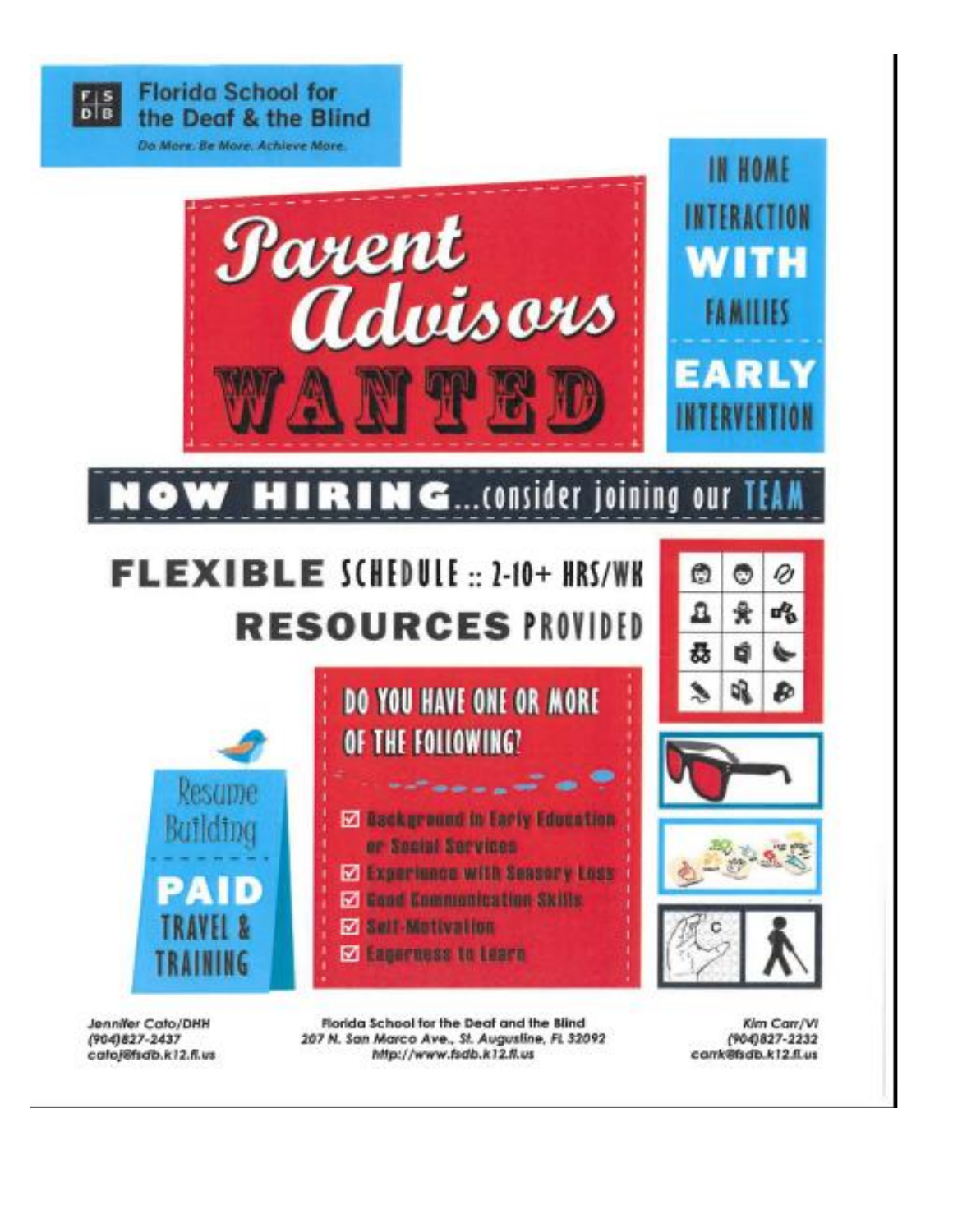**Florida School for the Deaf & the Blind**

*Do More. Be More. Achieve More.*

# Parent Advisors WANTED

**IN HOME INTERACTION WITH FAMILIES**

**EARLY INTERVENTION**

## NOW HIRING...consider joining our TEAM

**FLEXIBLE SCHEDULE :: 2-10+ HRS/WK**

**RESOURCES PROVIDED**

### DO YOU HAVE ONE OR MORE OF THE FOLLOWING?

- ☑ Background in Early Education or Social Services
- ☑ Experience with Sensory Loss
- ☑ Good Communication Skills
- ☑ Self-Motivation
- ☑ Eagerness to Learn

Resume Building

**PAID TRAVEL & TRAINING**

Jennifer Cato/DHH
(904)827-2437
catoj@fsdb.k12.fl.us

Florida School for the Deaf and the Blind
207 N. San Marco Ave., St. Augustine, FL 32092
http://www.fsdb.k12.fl.us

Kim Carr/VI
(904)827-2232
carrk@fsdb.k12.fl.us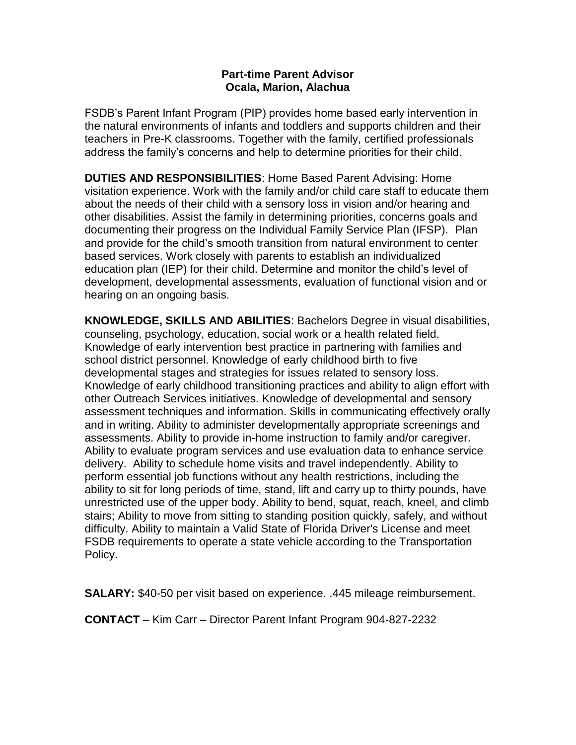# Part-time Parent Advisor
## Ocala, Marion, Alachua

FSDB's Parent Infant Program (PIP) provides home based early intervention in the natural environments of infants and toddlers and supports children and their teachers in Pre-K classrooms. Together with the family, certified professionals address the family's concerns and help to determine priorities for their child.

**DUTIES AND RESPONSIBILITIES**: Home Based Parent Advising: Home visitation experience. Work with the family and/or child care staff to educate them about the needs of their child with a sensory loss in vision and/or hearing and other disabilities. Assist the family in determining priorities, concerns goals and documenting their progress on the Individual Family Service Plan (IFSP). Plan and provide for the child's smooth transition from natural environment to center based services. Work closely with parents to establish an individualized education plan (IEP) for their child. Determine and monitor the child's level of development, developmental assessments, evaluation of functional vision and or hearing on an ongoing basis.

**KNOWLEDGE, SKILLS AND ABILITIES**: Bachelors Degree in visual disabilities, counseling, psychology, education, social work or a health related field. Knowledge of early intervention best practice in partnering with families and school district personnel. Knowledge of early childhood birth to five developmental stages and strategies for issues related to sensory loss. Knowledge of early childhood transitioning practices and ability to align effort with other Outreach Services initiatives. Knowledge of developmental and sensory assessment techniques and information. Skills in communicating effectively orally and in writing. Ability to administer developmentally appropriate screenings and assessments. Ability to provide in-home instruction to family and/or caregiver. Ability to evaluate program services and use evaluation data to enhance service delivery. Ability to schedule home visits and travel independently. Ability to perform essential job functions without any health restrictions, including the ability to sit for long periods of time, stand, lift and carry up to thirty pounds, have unrestricted use of the upper body. Ability to bend, squat, reach, kneel, and climb stairs; Ability to move from sitting to standing position quickly, safely, and without difficulty. Ability to maintain a Valid State of Florida Driver's License and meet FSDB requirements to operate a state vehicle according to the Transportation Policy.

**SALARY:** $40-50 per visit based on experience. .445 mileage reimbursement.

**CONTACT** – Kim Carr – Director Parent Infant Program 904-827-2232